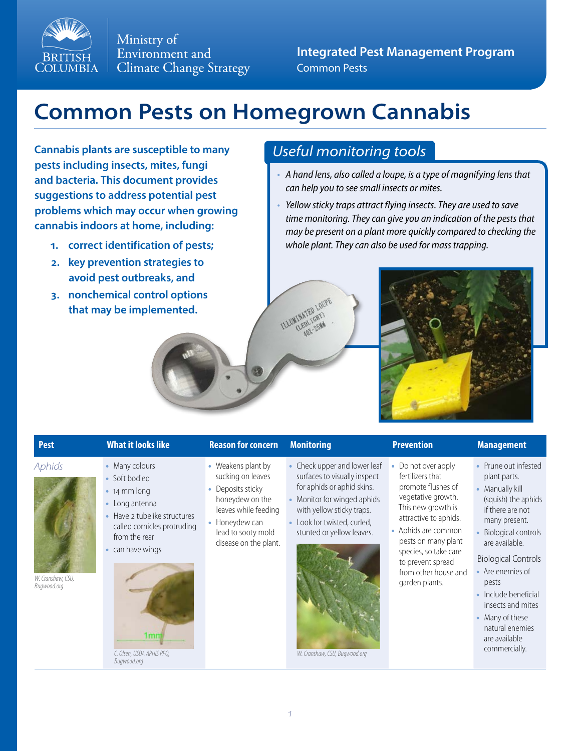Ministry of Environment and Climate Change Strategy

**Integrated Pest Management Program**
Common Pests

# Common Pests on Homegrown Cannabis

**Cannabis plants are susceptible to many pests including insects, mites, fungi and bacteria. This document provides suggestions to address potential pest problems which may occur when growing cannabis indoors at home, including:**

1. **correct identification of pests;**
2. **key prevention strategies to avoid pest outbreaks, and**
3. **nonchemical control options that may be implemented.**

## *Useful monitoring tools*

- *A hand lens, also called a loupe, is a type of magnifying lens that can help you to see small insects or mites.*
- *Yellow sticky traps attract flying insects. They are used to save time monitoring. They can give you an indication of the pests that may be present on a plant more quickly compared to checking the whole plant. They can also be used for mass trapping.*

| Pest | What it looks like | Reason for concern | Monitoring | Prevention | Management |
|---|---|---|---|---|---|
| *Aphids*<br>W. Cranshaw, CSU, Bugwood.org | • Many colours<br>• Soft bodied<br>• 14 mm long<br>• Long antenna<br>• Have 2 tubelike structures called cornicles protruding from the rear<br>• can have wings<br>C. Olsen, USDA APHIS PPQ, Bugwood.org | • Weakens plant by sucking on leaves<br>• Deposits sticky honeydew on the leaves while feeding<br>• Honeydew can lead to sooty mold disease on the plant. | • Check upper and lower leaf surfaces to visually inspect for aphids or aphid skins.<br>• Monitor for winged aphids with yellow sticky traps.<br>• Look for twisted, curled, stunted or yellow leaves.<br>W. Cranshaw, CSU, Bugwood.org | • Do not over apply fertilizers that promote flushes of vegetative growth. This new growth is attractive to aphids.<br>• Aphids are common pests on many plant species, so take care to prevent spread from other house and garden plants. | • Prune out infested plant parts.<br>• Manually kill (squish) the aphids if there are not many present.<br>• Biological controls are available.<br>Biological Controls<br>• Are enemies of pests<br>• Include beneficial insects and mites<br>• Many of these natural enemies are available commercially. |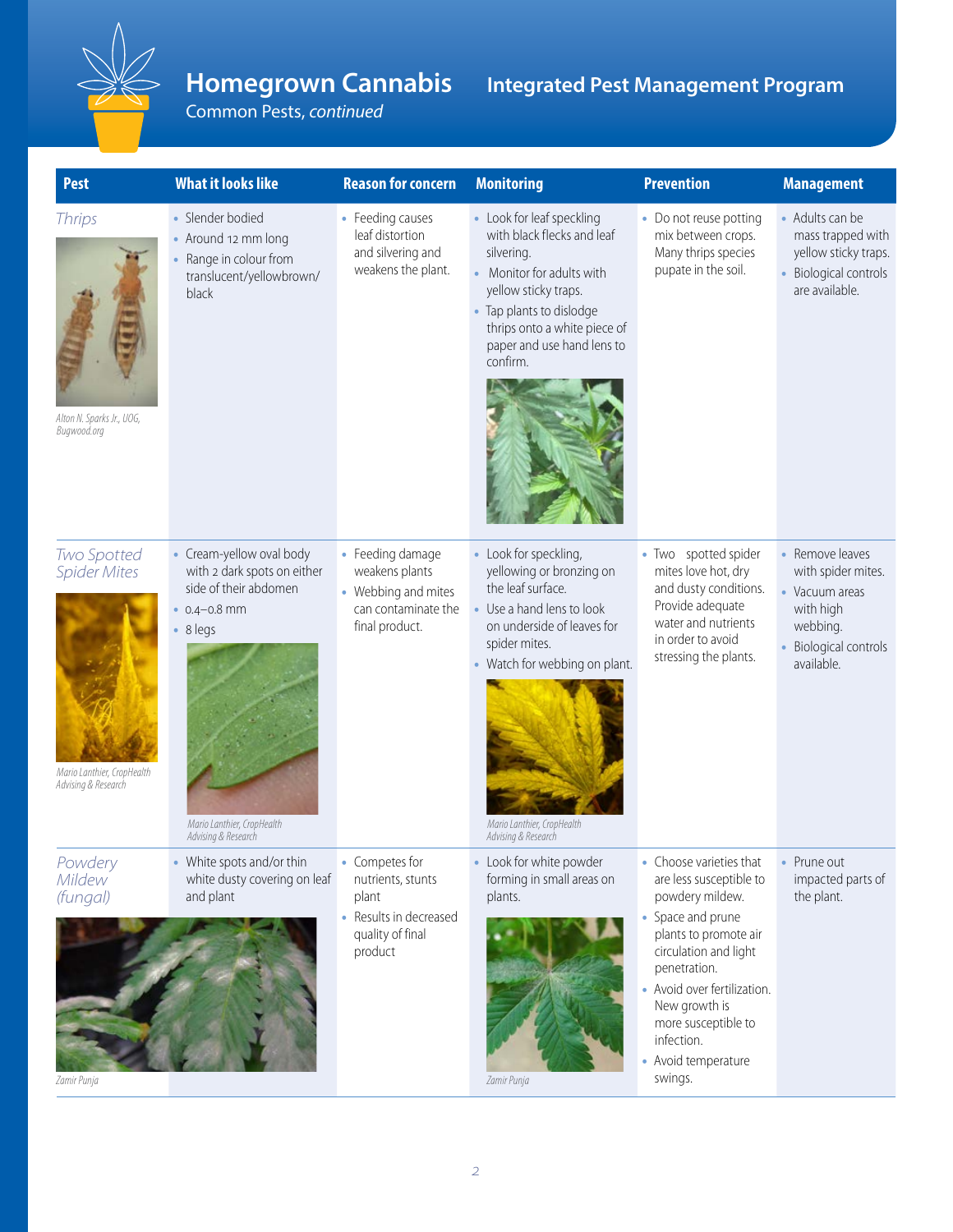# Homegrown Cannabis

## Integrated Pest Management Program

Common Pests, *continued*

| Pest | What it looks like | Reason for concern | Monitoring | Prevention | Management |
|---|---|---|---|---|---|
| *Thrips*<br><br>Alton N. Sparks Jr., UOG, Bugwood.org | • Slender bodied<br>• Around 12 mm long<br>• Range in colour from translucent/yellowbrown/black | • Feeding causes leaf distortion and silvering and weakens the plant. | • Look for leaf speckling with black flecks and leaf silvering.<br>• Monitor for adults with yellow sticky traps.<br>• Tap plants to dislodge thrips onto a white piece of paper and use hand lens to confirm. | • Do not reuse potting mix between crops. Many thrips species pupate in the soil. | • Adults can be mass trapped with yellow sticky traps.<br>• Biological controls are available. |
| *Two Spotted Spider Mites*<br><br>Mario Lanthier, CropHealth Advising & Research | • Cream-yellow oval body with 2 dark spots on either side of their abdomen<br>• 0.4–0.8 mm<br>• 8 legs<br><br>Mario Lanthier, CropHealth Advising & Research | • Feeding damage weakens plants<br>• Webbing and mites can contaminate the final product. | • Look for speckling, yellowing or bronzing on the leaf surface.<br>• Use a hand lens to look on underside of leaves for spider mites.<br>• Watch for webbing on plant.<br><br>Mario Lanthier, CropHealth Advising & Research | • Two spotted spider mites love hot, dry and dusty conditions. Provide adequate water and nutrients in order to avoid stressing the plants. | • Remove leaves with spider mites.<br>• Vacuum areas with high webbing.<br>• Biological controls available. |
| *Powdery Mildew (fungal)*<br><br>Zamir Punja | • White spots and/or thin white dusty covering on leaf and plant | • Competes for nutrients, stunts plant<br>• Results in decreased quality of final product | • Look for white powder forming in small areas on plants.<br><br>Zamir Punja | • Choose varieties that are less susceptible to powdery mildew.<br>• Space and prune plants to promote air circulation and light penetration.<br>• Avoid over fertilization. New growth is more susceptible to infection.<br>• Avoid temperature swings. | • Prune out impacted parts of the plant. |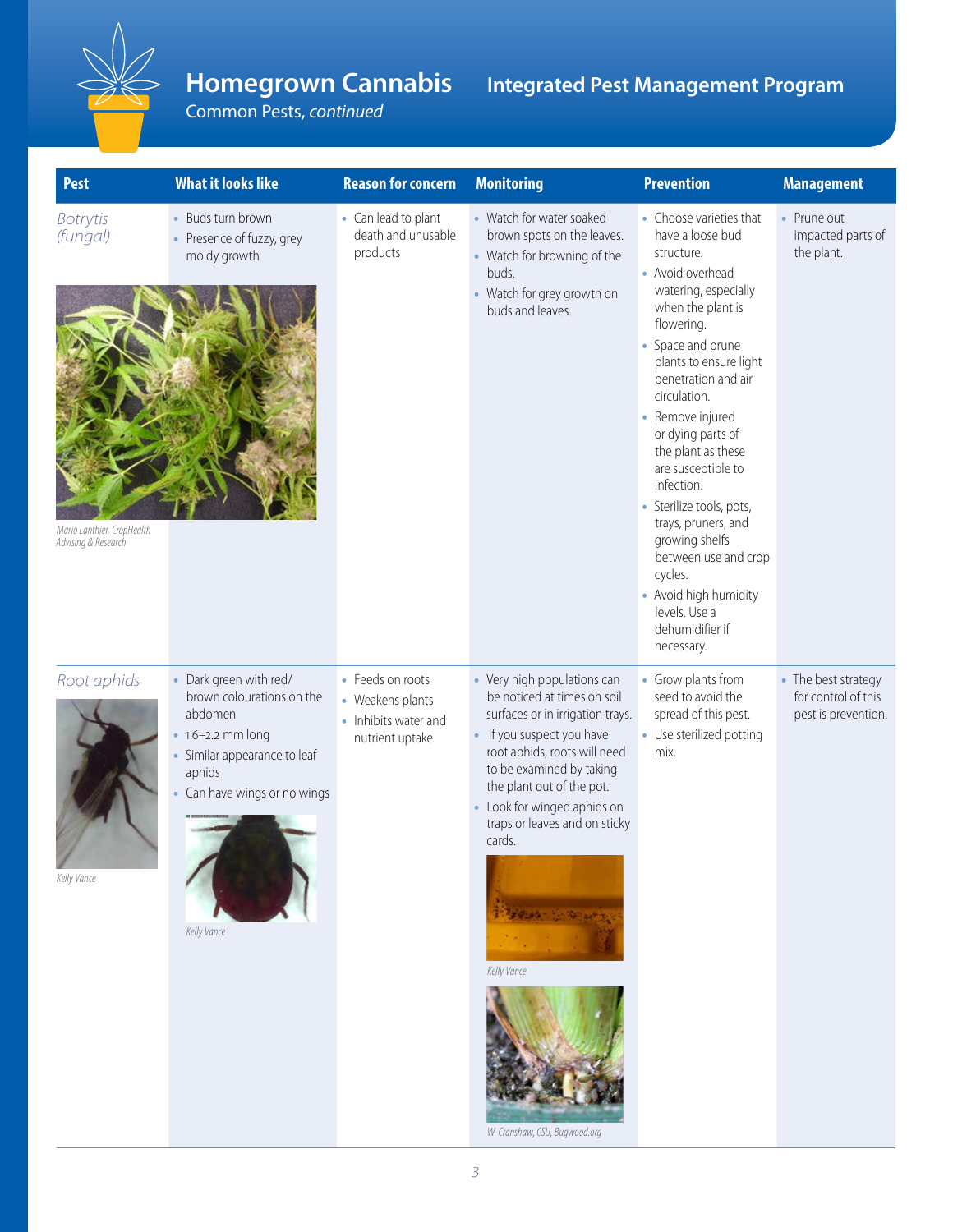# Homegrown Cannabis

## Integrated Pest Management Program

Common Pests, *continued*

| Pest | What it looks like | Reason for concern | Monitoring | Prevention | Management |
|---|---|---|---|---|---|
| *Botrytis (fungal)*<br><br>*Mario Lanthier, CropHealth Advising & Research* | • Buds turn brown<br>• Presence of fuzzy, grey moldy growth | • Can lead to plant death and unusable products | • Watch for water soaked brown spots on the leaves.<br>• Watch for browning of the buds.<br>• Watch for grey growth on buds and leaves. | • Choose varieties that have a loose bud structure.<br>• Avoid overhead watering, especially when the plant is flowering.<br>• Space and prune plants to ensure light penetration and air circulation.<br>• Remove injured or dying parts of the plant as these are susceptible to infection.<br>• Sterilize tools, pots, trays, pruners, and growing shelfs between use and crop cycles.<br>• Avoid high humidity levels. Use a dehumidifier if necessary. | • Prune out impacted parts of the plant. |
| *Root aphids*<br><br>*Kelly Vance* | • Dark green with red/brown colourations on the abdomen<br>• 1.6–2.2 mm long<br>• Similar appearance to leaf aphids<br>• Can have wings or no wings<br><br>*Kelly Vance* | • Feeds on roots<br>• Weakens plants<br>• Inhibits water and nutrient uptake | • Very high populations can be noticed at times on soil surfaces or in irrigation trays.<br>• If you suspect you have root aphids, roots will need to be examined by taking the plant out of the pot.<br>• Look for winged aphids on traps or leaves and on sticky cards.<br><br>*Kelly Vance*<br><br>*W. Cranshaw, CSU, Bugwood.org* | • Grow plants from seed to avoid the spread of this pest.<br>• Use sterilized potting mix. | • The best strategy for control of this pest is prevention. |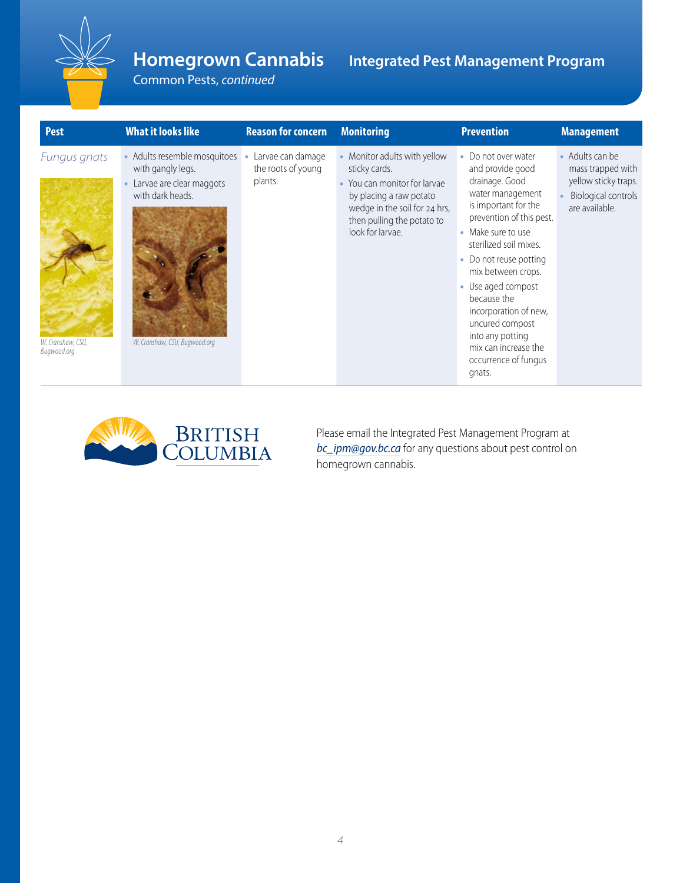# Homegrown Cannabis

## Integrated Pest Management Program

Common Pests, *continued*

| Pest | What it looks like | Reason for concern | Monitoring | Prevention | Management |
|---|---|---|---|---|---|
| *Fungus gnats* W. Cranshaw, CSU, Bugwood.org | • Adults resemble mosquitoes with gangly legs. • Larvae are clear maggots with dark heads. W. Cranshaw, CSU, Bugwood.org | • Larvae can damage the roots of young plants. | • Monitor adults with yellow sticky cards. • You can monitor for larvae by placing a raw potato wedge in the soil for 24 hrs, then pulling the potato to look for larvae. | • Do not over water and provide good drainage. Good water management is important for the prevention of this pest. • Make sure to use sterilized soil mixes. • Do not reuse potting mix between crops. • Use aged compost because the incorporation of new, uncured compost into any potting mix can increase the occurrence of fungus gnats. | • Adults can be mass trapped with yellow sticky traps. • Biological controls are available. |

British Columbia

Please email the Integrated Pest Management Program at *bc_ipm@gov.bc.ca* for any questions about pest control on homegrown cannabis.